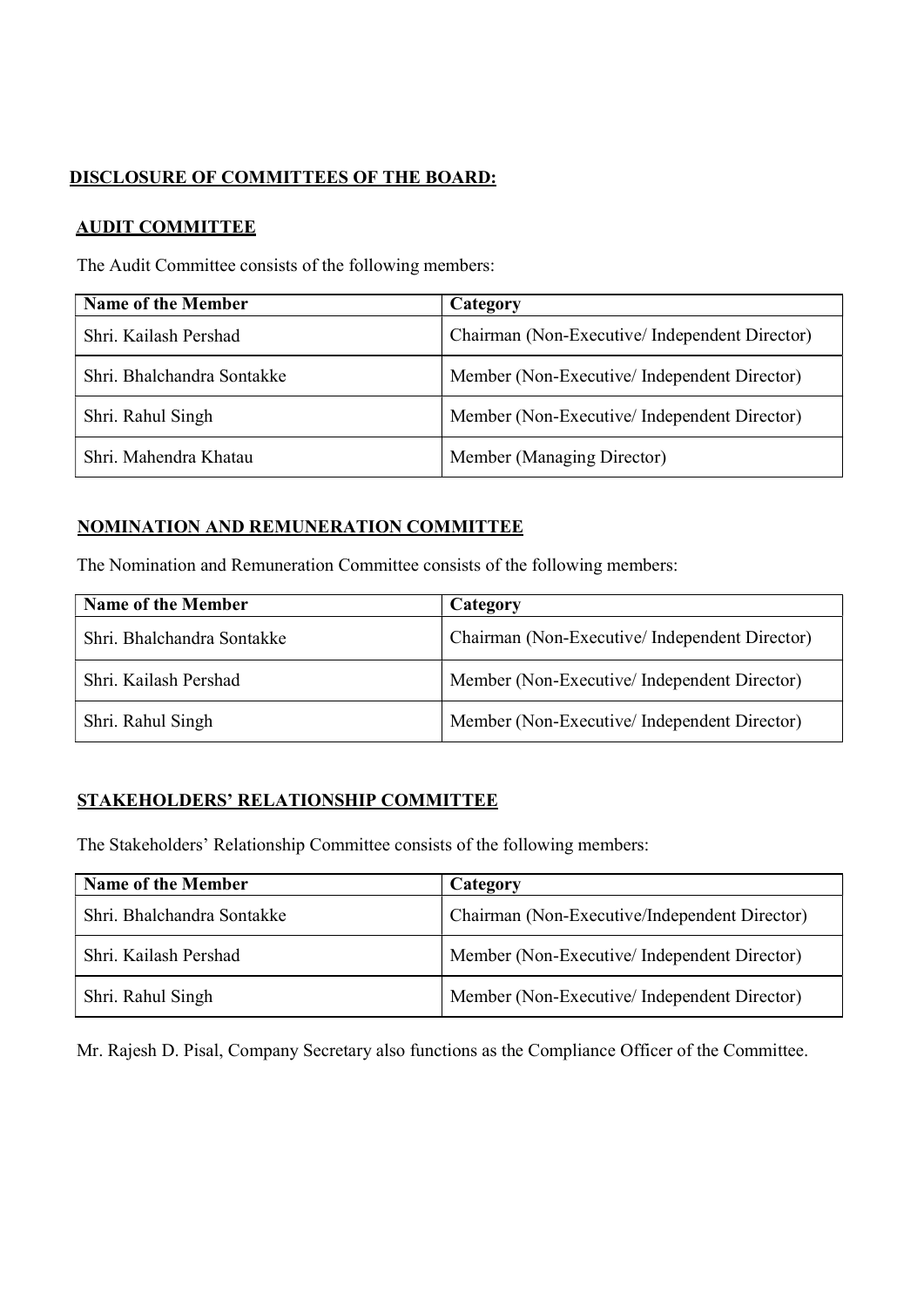## DISCLOSURE OF COMMITTEES OF THE BOARD:

### AUDIT COMMITTEE

The Audit Committee consists of the following members:

| Name of the Member | Category |
| --- | --- |
| Shri. Kailash Pershad | Chairman (Non-Executive/ Independent Director) |
| Shri. Bhalchandra Sontakke | Member (Non-Executive/ Independent Director) |
| Shri. Rahul Singh | Member (Non-Executive/ Independent Director) |
| Shri. Mahendra Khatau | Member (Managing Director) |

### NOMINATION AND REMUNERATION COMMITTEE

The Nomination and Remuneration Committee consists of the following members:

| Name of the Member | Category |
| --- | --- |
| Shri. Bhalchandra Sontakke | Chairman (Non-Executive/ Independent Director) |
| Shri. Kailash Pershad | Member (Non-Executive/ Independent Director) |
| Shri. Rahul Singh | Member (Non-Executive/ Independent Director) |

### STAKEHOLDERS' RELATIONSHIP COMMITTEE

The Stakeholders' Relationship Committee consists of the following members:

| Name of the Member | Category |
| --- | --- |
| Shri. Bhalchandra Sontakke | Chairman (Non-Executive/Independent Director) |
| Shri. Kailash Pershad | Member (Non-Executive/ Independent Director) |
| Shri. Rahul Singh | Member (Non-Executive/ Independent Director) |

Mr. Rajesh D. Pisal, Company Secretary also functions as the Compliance Officer of the Committee.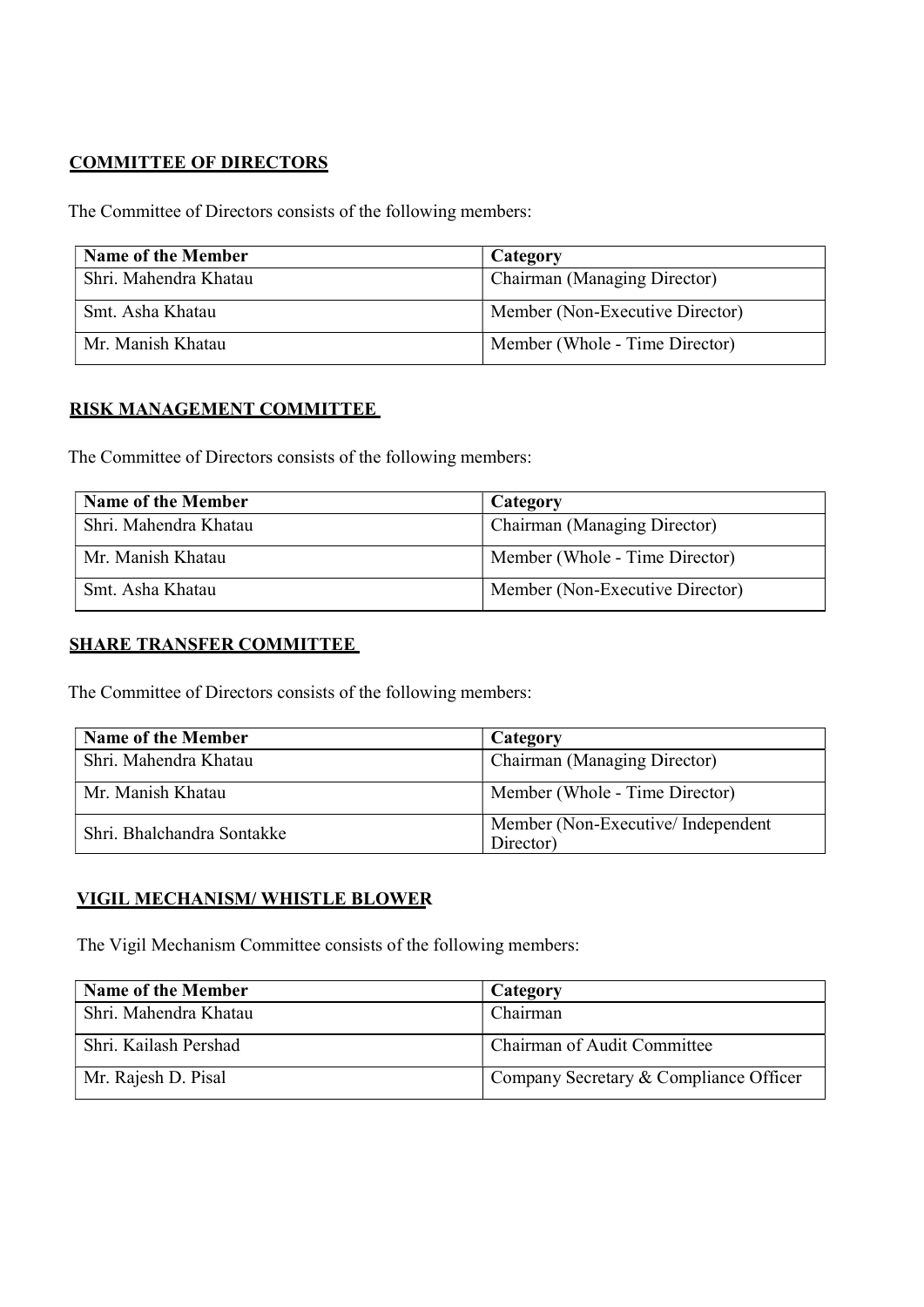## COMMITTEE OF DIRECTORS

The Committee of Directors consists of the following members:

| Name of the Member | Category |
|---|---|
| Shri. Mahendra Khatau | Chairman (Managing Director) |
| Smt. Asha Khatau | Member (Non-Executive Director) |
| Mr. Manish Khatau | Member (Whole - Time Director) |

## RISK MANAGEMENT COMMITTEE

The Committee of Directors consists of the following members:

| Name of the Member | Category |
|---|---|
| Shri. Mahendra Khatau | Chairman (Managing Director) |
| Mr. Manish Khatau | Member (Whole - Time Director) |
| Smt. Asha Khatau | Member (Non-Executive Director) |

## SHARE TRANSFER COMMITTEE

The Committee of Directors consists of the following members:

| Name of the Member | Category |
|---|---|
| Shri. Mahendra Khatau | Chairman (Managing Director) |
| Mr. Manish Khatau | Member (Whole - Time Director) |
| Shri. Bhalchandra Sontakke | Member (Non-Executive/ Independent Director) |

## VIGIL MECHANISM/ WHISTLE BLOWER

The Vigil Mechanism Committee consists of the following members:

| Name of the Member | Category |
|---|---|
| Shri. Mahendra Khatau | Chairman |
| Shri. Kailash Pershad | Chairman of Audit Committee |
| Mr. Rajesh D. Pisal | Company Secretary & Compliance Officer |